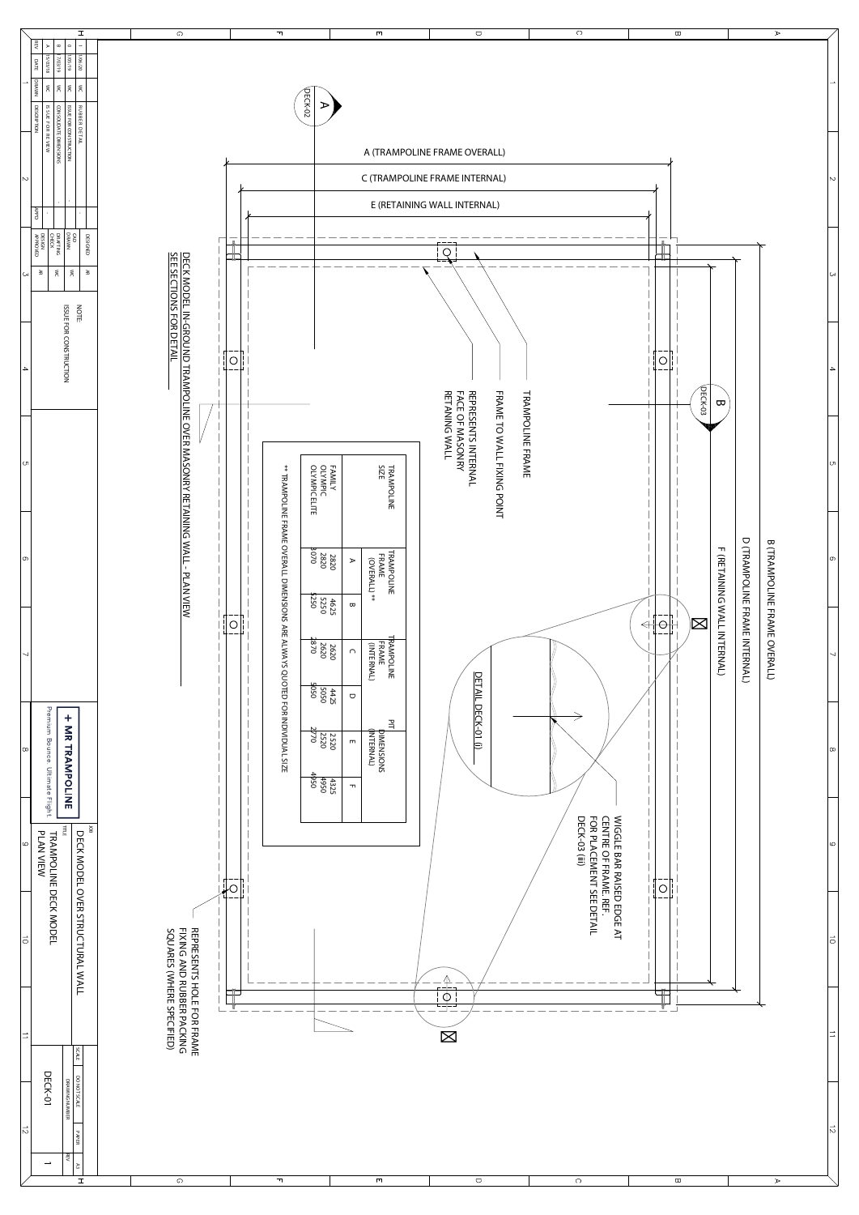# DECK MODEL IN-GROUND TRAMPOLINE OVER MASONRY RETAINING WALL - PLAN VIEW

SEE SECTIONS FOR DETAIL

A (TRAMPOLINE FRAME OVERALL)

C (TRAMPOLINE FRAME INTERNAL)

E (RETAINING WALL INTERNAL)

B (TRAMPOLINE FRAME OVERALL)

D (TRAMPOLINE FRAME INTERNAL)

F (RETAINING WALL INTERNAL)

A DECK-02

B DECK-03

TRAMPOLINE FRAME

FRAME TO WALL FIXING POINT

REPRESENTS INTERNAL FACE OF MASONRY RETAINING WALL

DETAIL DECK-01 (i)

WIGGLE BAR RAISED EDGE AT CENTRE OF FRAME. REF. FOR PLACEMENT SEE DETAIL DECK-03 (iii)

REPRESENTS HOLE FOR FRAME FIXING AND RUBBER PACKING SQUARES (WHERE SPECIFIED)

| TRAMPOLINE SIZE | TRAMPOLINE FRAME (OVERALL) ** | | TRAMPOLINE FRAME (INTERNAL) | | PIT DIMENSIONS (INTERNAL) | |
|---|---|---|---|---|---|---|
| | A | B | C | D | E | F |
| FAMILY | 2820 | 4625 | 2620 | 4425 | 2520 | 4325 |
| OLYMPIC | 2820 | 5250 | 2620 | 5050 | 2520 | 4950 |
| OLYMPIC ELITE | 3070 | 5250 | 2870 | 5050 | 2770 | 4950 |

** TRAMPOLINE FRAME OVERALL DIMENSIONS ARE ALWAYS QUOTED FOR INDIVIDUAL SIZE

| REV | DATE | DRAWN | DESCRIPTION | APP'D |
|---|---|---|---|---|
| 1 | 1/06/20 | WC | RUBBER DETAIL | - |
| 0 | 1/05/19 | WC | ISSUE FOR CONSTRUCTION | - |
| B | 7/03/19 | WC | CONSOLIDATE DIMENSIONS | - |
| A | 5/10/18 | WC | ISSUE FOR REVIEW | - |

DESIGNED: WI
CAD DRAWN: WC
DRAFTING CHECK: WC
DESIGN APPROVED: WI

NOTE: ISSUE FOR CONSTRUCTION

**+ MR TRAMPOLINE**
Premium Bounce. Ultimate Flight.

JOB: DECK MODEL OVER STRUCTURAL WALL

TITLE: TRAMPOLINE DECK MODEL PLAN VIEW

SCALE: DO NOT SCALE

PAPER: A3

DRAWING NUMBER: DECK-01

REV: 1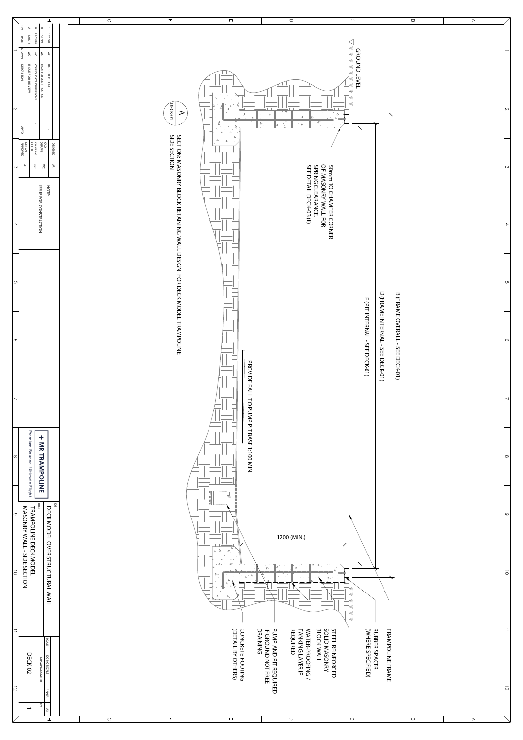# SECTION: MASONRY BLOCK RETAINING WALL DESIGN FOR DECK MODEL TRAMPOLINE

## SIDE SECTION

A
DECK-01

GROUND LEVEL

B (FRAME OVERALL - SEE DECK-01)

D (FRAME INTERNAL - SEE DECK-01)

F (PIT INTERNAL - SEE DECK-01)

50mm TO CHAMFER CORNER OF MASONRY WALL FOR SPRING CLEARANCE. SEE DETAIL DECK-03 (ii)

PROVIDE FALL TO PUMP PIT BASE 1:100 MIN.

1200 (MIN.)

- TRAMPOLINE FRAME
- RUBBER SPACER (WHERE SPECIFIED)
- STEEL REINFORCED SOLID MASONRY BLOCK WALL
- WATER-PROOFING / TANKING LAYER IF REQUIRED
- PUMP AND PIT REQUIRED IF GROUND NOT FREE DRAINING
- CONCRETE FOOTING (DETAIL BY OTHERS)

| REV | DATE | DRAWN | DESCRIPTION | APPD |
|---|---|---|---|---|
| 1 | 1/06/20 | WC | RUBBER DETAIL | |
| 0 | 1/05/19 | WC | ISSUE FOR CONSTRUCTION | - |
| B | 7/03/18 | WC | CONSOLIDATE DIMENSIONS | - |
| A | 5/10/18 | WC | IS SUE FOR RE VIEW | - |

| | |
|---|---|
| DESIGNED | AR |
| CAD DRAWN | WC |
| DRAFTING CHECK | WC |
| DESIGN APPROVED | AR |

NOTE:
ISSUE FOR CONSTRUCTION

**+ MR TRAMPOLINE**
Premium Bounce. Ultimate Flight.

JOB: DECK MODEL OVER STRUCTURAL WALL

TITLE: TRAMPOLINE DECK MODEL MASONRY WALL - SIDE SECTION

SCALE: DO NOT SCALE | PAPER: A3

DRAWING NUMBER: DECK-02 | REV: 1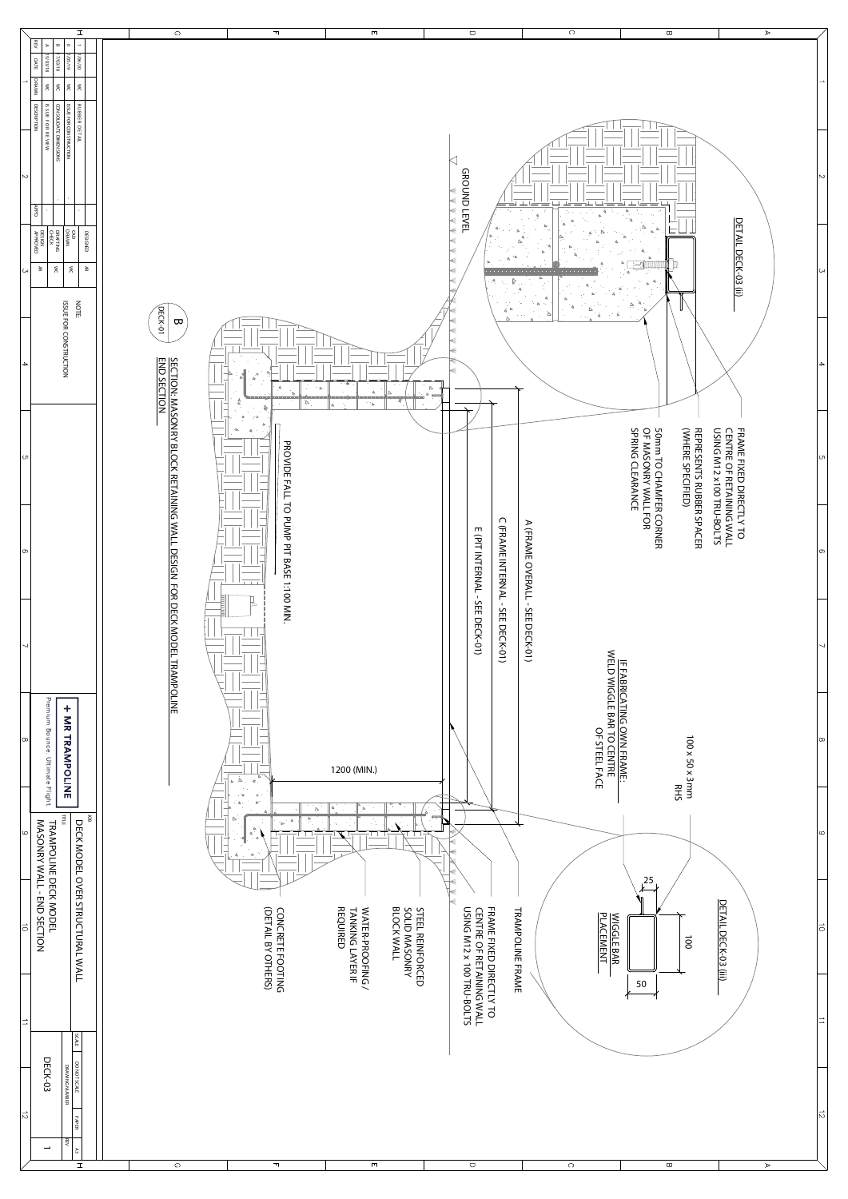## DETAIL DECK-03 (ii)

FRAME FIXED DIRECTLY TO CENTRE OF RETAINING WALL USING M12 x 100 TRU-BOLTS

REPRESENTS RUBBER SPACER (WHERE SPECIFIED)

50mm TO CHAMFER CORNER OF MASONRY WALL FOR SPRING CLEARANCE

GROUND LEVEL

## DETAIL DECK-03 (iii)

100 x 50 x 3mm RHS

IF FABRICATING OWN FRAME: WELD WIGGLE BAR TO CENTRE OF STEEL FACE

25

100

50

WIGGLE BAR PLACEMENT

A (FRAME OVERALL - SEE DECK-01)

C (FRAME INTERNAL - SEE DECK-01)

E (PIT INTERNAL - SEE DECK-01)

1200 (MIN.)

PROVIDE FALL TO PUMP PIT BASE 1:100 MIN.

TRAMPOLINE FRAME

FRAME FIXED DIRECTLY TO CENTRE OF RETAINING WALL USING M12 x 100 TRU-BOLTS

STEEL REINFORCED SOLID MASONRY BLOCK WALL

WATER-PROOFING / TANKING LAYER IF REQUIRED

CONCRETE FOOTING (DETAIL BY OTHERS)

B
DECK-01

## SECTION: MASONRY BLOCK RETAINING WALL DESIGN FOR DECK MODEL TRAMPOLINE

END SECTION

NOTE:
ISSUE FOR CONSTRUCTION

| REV | DATE | DRAWN | DESCRIPTION | APPD |
|---|---|---|---|---|
| 1 | 1/06/20 | WC | RUBBER DETAIL | - |
| 0 | 1/05/19 | WC | ISSUE FOR CONSTRUCTION | - |
| B | 7/03/18 | WC | CONSOLIDATE DIMENSIONS | - |
| A | 5/03/18 | WC | ISSUE FOR REVIEW | - |

| | |
|---|---|
| DESIGNED | AR |
| CAD DRAWN | WC |
| DRAFTING CHECK | WC |
| DESIGN APPROVED | AR |

**+ MR TRAMPOLINE**
Premium Bounce. Ultimate Flight.

JOB: DECK MODEL OVER STRUCTURAL WALL

TITLE: TRAMPOLINE DECK MODEL MASONRY WALL - END SECTION

SCALE: DO NOT SCALE

PAPER: A3

DRAWING NUMBER: DECK-03

REV: 1